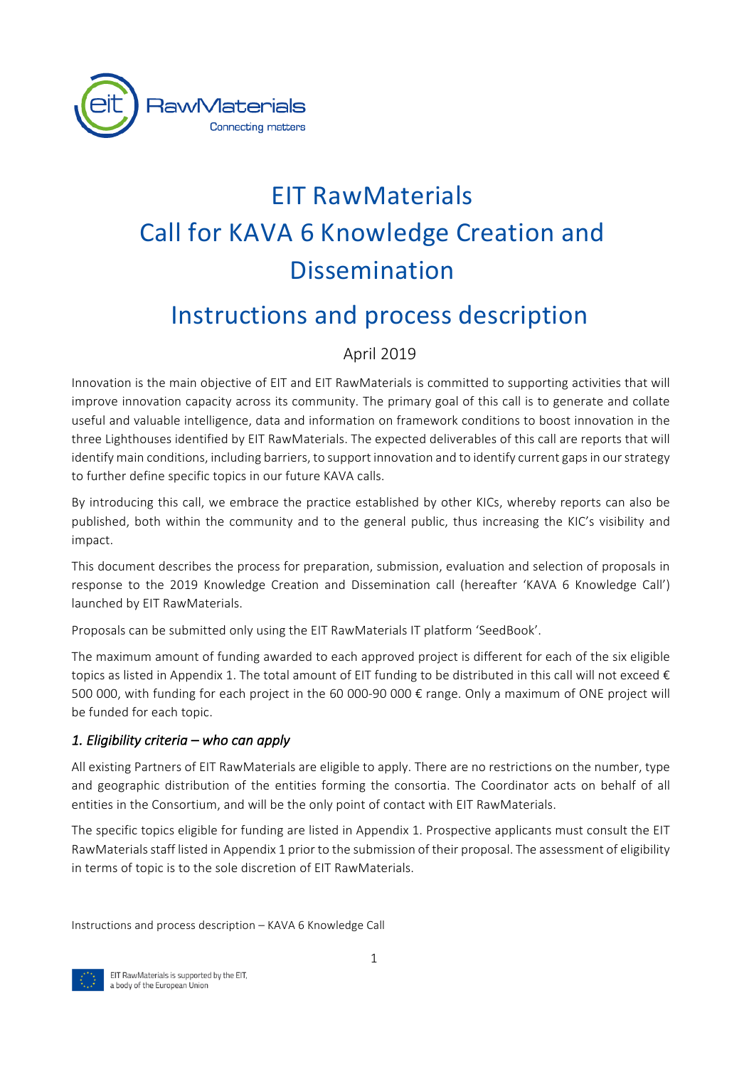# EIT RawMaterials Call for KAVA 6 Knowledge Creation and Dissemination

## Instructions and process description

April 2019

Innovation is the main objective of EIT and EIT RawMaterials is committed to supporting activities that will improve innovation capacity across its community. The primary goal of this call is to generate and collate useful and valuable intelligence, data and information on framework conditions to boost innovation in the three Lighthouses identified by EIT RawMaterials. The expected deliverables of this call are reports that will identify main conditions, including barriers, to support innovation and to identify current gaps in our strategy to further define specific topics in our future KAVA calls.

By introducing this call, we embrace the practice established by other KICs, whereby reports can also be published, both within the community and to the general public, thus increasing the KIC's visibility and impact.

This document describes the process for preparation, submission, evaluation and selection of proposals in response to the 2019 Knowledge Creation and Dissemination call (hereafter 'KAVA 6 Knowledge Call') launched by EIT RawMaterials.

Proposals can be submitted only using the EIT RawMaterials IT platform 'SeedBook'.

The maximum amount of funding awarded to each approved project is different for each of the six eligible topics as listed in Appendix 1. The total amount of EIT funding to be distributed in this call will not exceed € 500 000, with funding for each project in the 60 000-90 000 € range. Only a maximum of ONE project will be funded for each topic.

### *1. Eligibility criteria – who can apply*

All existing Partners of EIT RawMaterials are eligible to apply. There are no restrictions on the number, type and geographic distribution of the entities forming the consortia. The Coordinator acts on behalf of all entities in the Consortium, and will be the only point of contact with EIT RawMaterials.

The specific topics eligible for funding are listed in Appendix 1. Prospective applicants must consult the EIT RawMaterials staff listed in Appendix 1 prior to the submission of their proposal. The assessment of eligibility in terms of topic is to the sole discretion of EIT RawMaterials.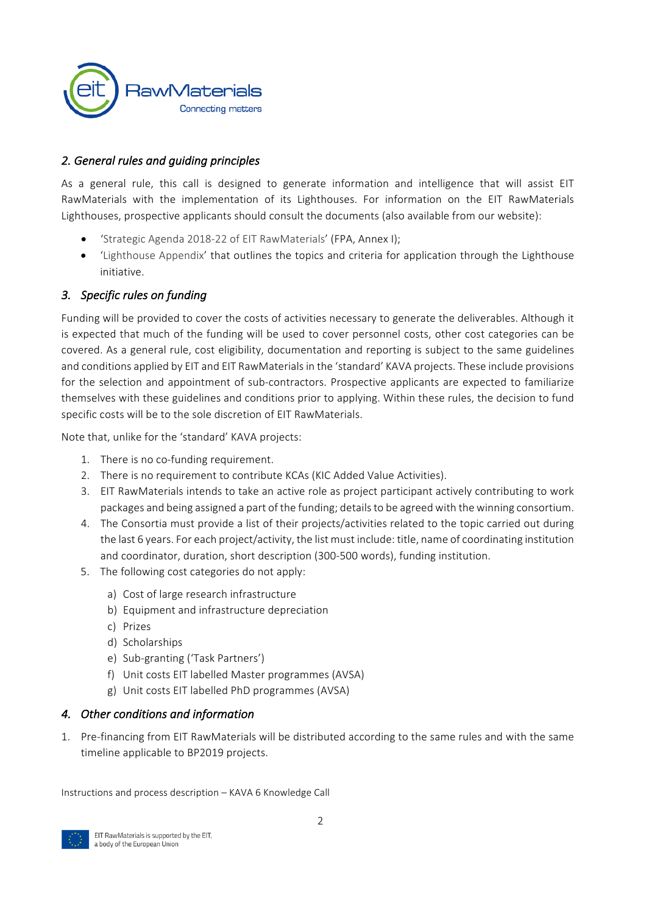## *2. General rules and guiding principles*

As a general rule, this call is designed to generate information and intelligence that will assist EIT RawMaterials with the implementation of its Lighthouses. For information on the EIT RawMaterials Lighthouses, prospective applicants should consult the documents (also available from our website):

- 'Strategic Agenda 2018-22 of EIT RawMaterials' (FPA, Annex I);
- 'Lighthouse Appendix' that outlines the topics and criteria for application through the Lighthouse initiative.

## *3. Specific rules on funding*

Funding will be provided to cover the costs of activities necessary to generate the deliverables. Although it is expected that much of the funding will be used to cover personnel costs, other cost categories can be covered. As a general rule, cost eligibility, documentation and reporting is subject to the same guidelines and conditions applied by EIT and EIT RawMaterials in the 'standard' KAVA projects. These include provisions for the selection and appointment of sub-contractors. Prospective applicants are expected to familiarize themselves with these guidelines and conditions prior to applying. Within these rules, the decision to fund specific costs will be to the sole discretion of EIT RawMaterials.

Note that, unlike for the 'standard' KAVA projects:

1. There is no co-funding requirement.
2. There is no requirement to contribute KCAs (KIC Added Value Activities).
3. EIT RawMaterials intends to take an active role as project participant actively contributing to work packages and being assigned a part of the funding; details to be agreed with the winning consortium.
4. The Consortia must provide a list of their projects/activities related to the topic carried out during the last 6 years. For each project/activity, the list must include: title, name of coordinating institution and coordinator, duration, short description (300-500 words), funding institution.
5. The following cost categories do not apply:
    a) Cost of large research infrastructure
    b) Equipment and infrastructure depreciation
    c) Prizes
    d) Scholarships
    e) Sub-granting ('Task Partners')
    f) Unit costs EIT labelled Master programmes (AVSA)
    g) Unit costs EIT labelled PhD programmes (AVSA)

## *4. Other conditions and information*

1. Pre-financing from EIT RawMaterials will be distributed according to the same rules and with the same timeline applicable to BP2019 projects.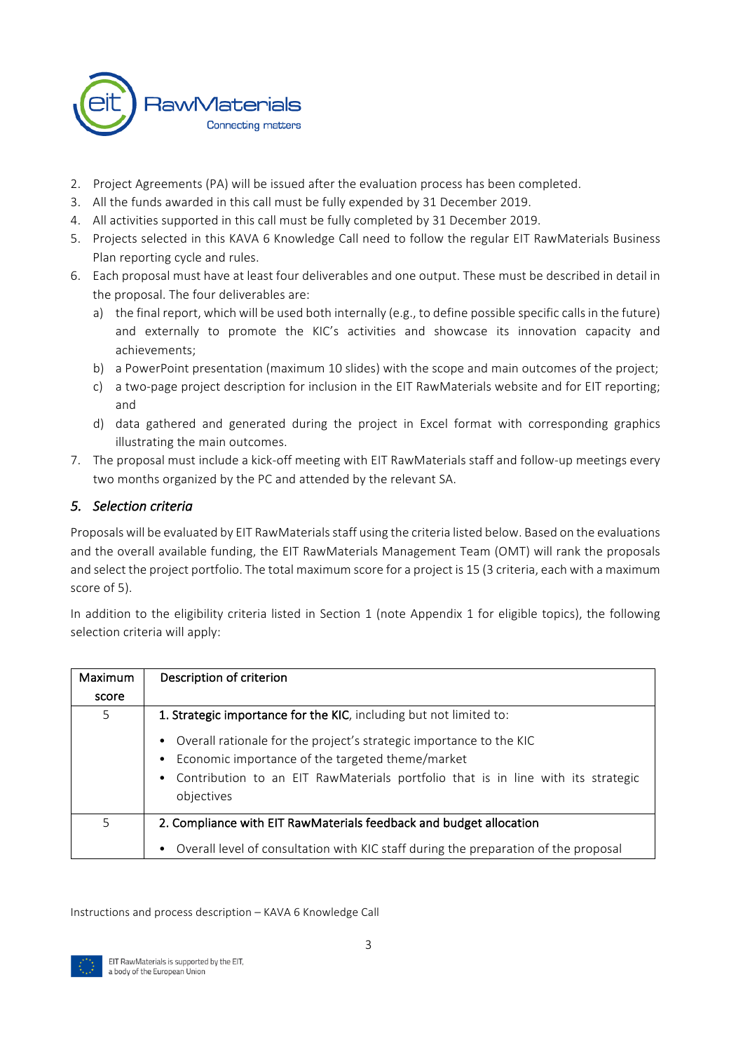2. Project Agreements (PA) will be issued after the evaluation process has been completed.
3. All the funds awarded in this call must be fully expended by 31 December 2019.
4. All activities supported in this call must be fully completed by 31 December 2019.
5. Projects selected in this KAVA 6 Knowledge Call need to follow the regular EIT RawMaterials Business Plan reporting cycle and rules.
6. Each proposal must have at least four deliverables and one output. These must be described in detail in the proposal. The four deliverables are:
   a) the final report, which will be used both internally (e.g., to define possible specific calls in the future) and externally to promote the KIC's activities and showcase its innovation capacity and achievements;
   b) a PowerPoint presentation (maximum 10 slides) with the scope and main outcomes of the project;
   c) a two-page project description for inclusion in the EIT RawMaterials website and for EIT reporting; and
   d) data gathered and generated during the project in Excel format with corresponding graphics illustrating the main outcomes.
7. The proposal must include a kick-off meeting with EIT RawMaterials staff and follow-up meetings every two months organized by the PC and attended by the relevant SA.

## *5. Selection criteria*

Proposals will be evaluated by EIT RawMaterials staff using the criteria listed below. Based on the evaluations and the overall available funding, the EIT RawMaterials Management Team (OMT) will rank the proposals and select the project portfolio. The total maximum score for a project is 15 (3 criteria, each with a maximum score of 5).

In addition to the eligibility criteria listed in Section 1 (note Appendix 1 for eligible topics), the following selection criteria will apply:

| Maximum score | Description of criterion |
|---|---|
| 5 | **1. Strategic importance for the KIC**, including but not limited to:<br>• Overall rationale for the project's strategic importance to the KIC<br>• Economic importance of the targeted theme/market<br>• Contribution to an EIT RawMaterials portfolio that is in line with its strategic objectives |
| 5 | **2. Compliance with EIT RawMaterials feedback and budget allocation**<br>• Overall level of consultation with KIC staff during the preparation of the proposal |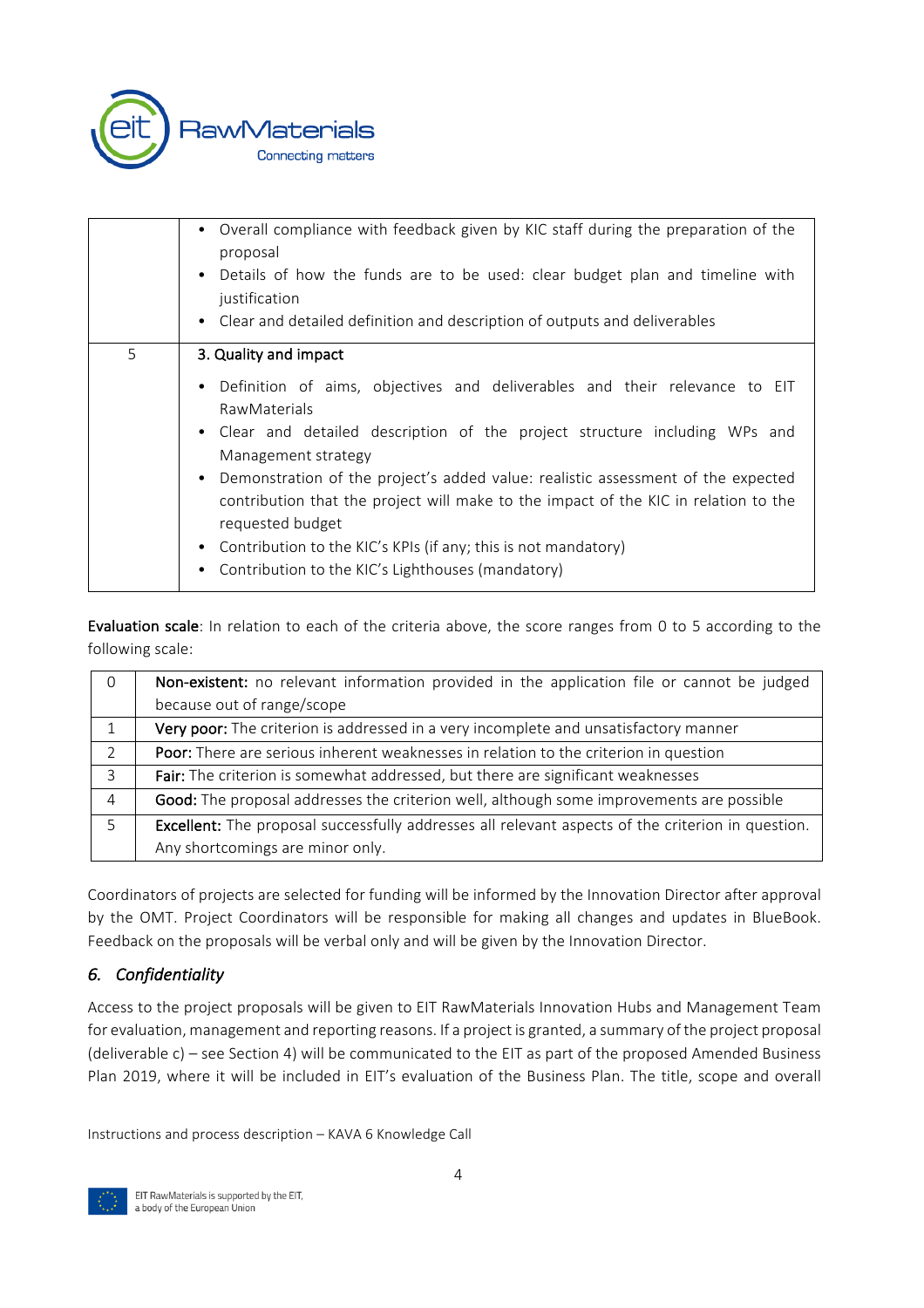|   |   |
|---|---|
|   | • Overall compliance with feedback given by KIC staff during the preparation of the proposal<br>• Details of how the funds are to be used: clear budget plan and timeline with justification<br>• Clear and detailed definition and description of outputs and deliverables |
| 5 | 3. Quality and impact<br>• Definition of aims, objectives and deliverables and their relevance to EIT RawMaterials<br>• Clear and detailed description of the project structure including WPs and Management strategy<br>• Demonstration of the project's added value: realistic assessment of the expected contribution that the project will make to the impact of the KIC in relation to the requested budget<br>• Contribution to the KIC's KPIs (if any; this is not mandatory)<br>• Contribution to the KIC's Lighthouses (mandatory) |

**Evaluation scale**: In relation to each of the criteria above, the score ranges from 0 to 5 according to the following scale:

| Score | Description |
|---|---|
| 0 | **Non-existent:** no relevant information provided in the application file or cannot be judged because out of range/scope |
| 1 | **Very poor:** The criterion is addressed in a very incomplete and unsatisfactory manner |
| 2 | **Poor:** There are serious inherent weaknesses in relation to the criterion in question |
| 3 | **Fair:** The criterion is somewhat addressed, but there are significant weaknesses |
| 4 | **Good:** The proposal addresses the criterion well, although some improvements are possible |
| 5 | **Excellent:** The proposal successfully addresses all relevant aspects of the criterion in question. Any shortcomings are minor only. |

Coordinators of projects are selected for funding will be informed by the Innovation Director after approval by the OMT. Project Coordinators will be responsible for making all changes and updates in BlueBook. Feedback on the proposals will be verbal only and will be given by the Innovation Director.

## *6. Confidentiality*

Access to the project proposals will be given to EIT RawMaterials Innovation Hubs and Management Team for evaluation, management and reporting reasons. If a project is granted, a summary of the project proposal (deliverable c) – see Section 4) will be communicated to the EIT as part of the proposed Amended Business Plan 2019, where it will be included in EIT's evaluation of the Business Plan. The title, scope and overall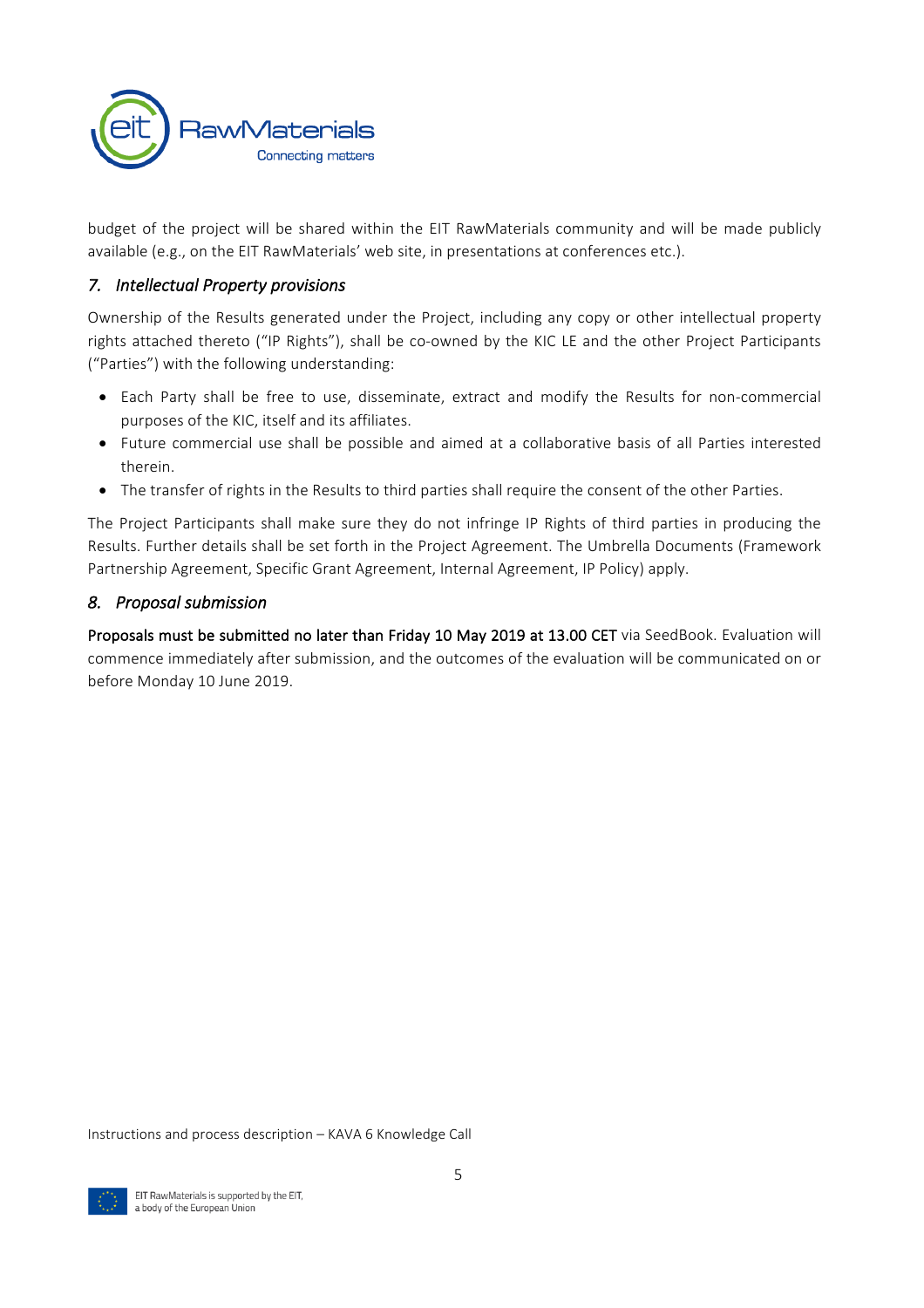budget of the project will be shared within the EIT RawMaterials community and will be made publicly available (e.g., on the EIT RawMaterials' web site, in presentations at conferences etc.).

## *7. Intellectual Property provisions*

Ownership of the Results generated under the Project, including any copy or other intellectual property rights attached thereto ("IP Rights"), shall be co-owned by the KIC LE and the other Project Participants ("Parties") with the following understanding:

- Each Party shall be free to use, disseminate, extract and modify the Results for non-commercial purposes of the KIC, itself and its affiliates.
- Future commercial use shall be possible and aimed at a collaborative basis of all Parties interested therein.
- The transfer of rights in the Results to third parties shall require the consent of the other Parties.

The Project Participants shall make sure they do not infringe IP Rights of third parties in producing the Results. Further details shall be set forth in the Project Agreement. The Umbrella Documents (Framework Partnership Agreement, Specific Grant Agreement, Internal Agreement, IP Policy) apply.

## *8. Proposal submission*

**Proposals must be submitted no later than Friday 10 May 2019 at 13.00 CET** via SeedBook. Evaluation will commence immediately after submission, and the outcomes of the evaluation will be communicated on or before Monday 10 June 2019.